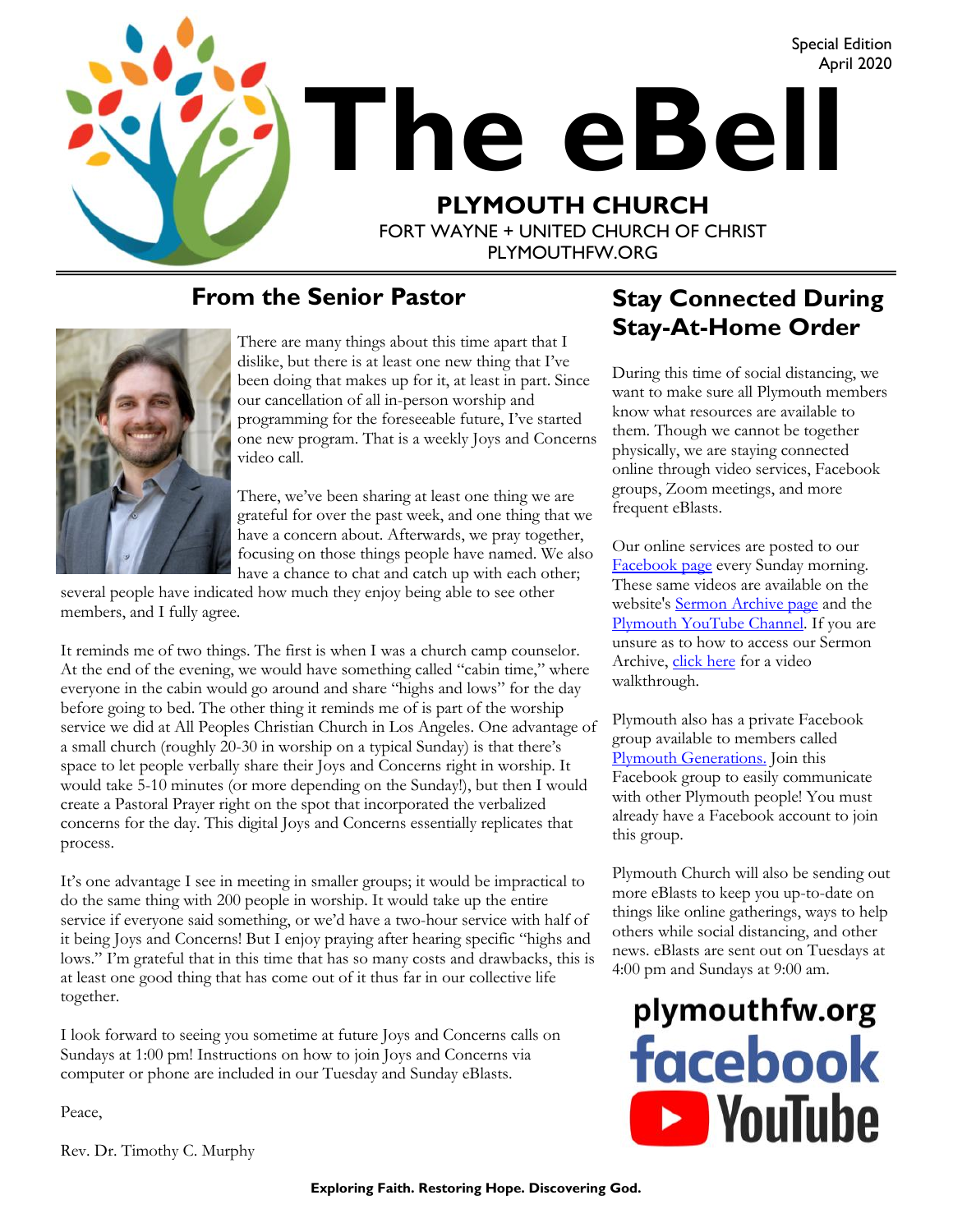Special Edition
April 2020

# The eBell

**PLYMOUTH CHURCH**
FORT WAYNE + UNITED CHURCH OF CHRIST
PLYMOUTHFW.ORG

## From the Senior Pastor

There are many things about this time apart that I dislike, but there is at least one new thing that I've been doing that makes up for it, at least in part. Since our cancellation of all in-person worship and programming for the foreseeable future, I've started one new program. That is a weekly Joys and Concerns video call.

There, we've been sharing at least one thing we are grateful for over the past week, and one thing that we have a concern about. Afterwards, we pray together, focusing on those things people have named. We also have a chance to chat and catch up with each other; several people have indicated how much they enjoy being able to see other members, and I fully agree.

It reminds me of two things. The first is when I was a church camp counselor. At the end of the evening, we would have something called "cabin time," where everyone in the cabin would go around and share "highs and lows" for the day before going to bed. The other thing it reminds me of is part of the worship service we did at All Peoples Christian Church in Los Angeles. One advantage of a small church (roughly 20-30 in worship on a typical Sunday) is that there's space to let people verbally share their Joys and Concerns right in worship. It would take 5-10 minutes (or more depending on the Sunday!), but then I would create a Pastoral Prayer right on the spot that incorporated the verbalized concerns for the day. This digital Joys and Concerns essentially replicates that process.

It's one advantage I see in meeting in smaller groups; it would be impractical to do the same thing with 200 people in worship. It would take up the entire service if everyone said something, or we'd have a two-hour service with half of it being Joys and Concerns! But I enjoy praying after hearing specific "highs and lows." I'm grateful that in this time that has so many costs and drawbacks, this is at least one good thing that has come out of it thus far in our collective life together.

I look forward to seeing you sometime at future Joys and Concerns calls on Sundays at 1:00 pm! Instructions on how to join Joys and Concerns via computer or phone are included in our Tuesday and Sunday eBlasts.

Peace,

Rev. Dr. Timothy C. Murphy

## Stay Connected During Stay-At-Home Order

During this time of social distancing, we want to make sure all Plymouth members know what resources are available to them. Though we cannot be together physically, we are staying connected online through video services, Facebook groups, Zoom meetings, and more frequent eBlasts.

Our online services are posted to our Facebook page every Sunday morning. These same videos are available on the website's Sermon Archive page and the Plymouth YouTube Channel. If you are unsure as to how to access our Sermon Archive, click here for a video walkthrough.

Plymouth also has a private Facebook group available to members called Plymouth Generations. Join this Facebook group to easily communicate with other Plymouth people! You must already have a Facebook account to join this group.

Plymouth Church will also be sending out more eBlasts to keep you up-to-date on things like online gatherings, ways to help others while social distancing, and other news. eBlasts are sent out on Tuesdays at 4:00 pm and Sundays at 9:00 am.

plymouthfw.org
facebook
YouTube

**Exploring Faith. Restoring Hope. Discovering God.**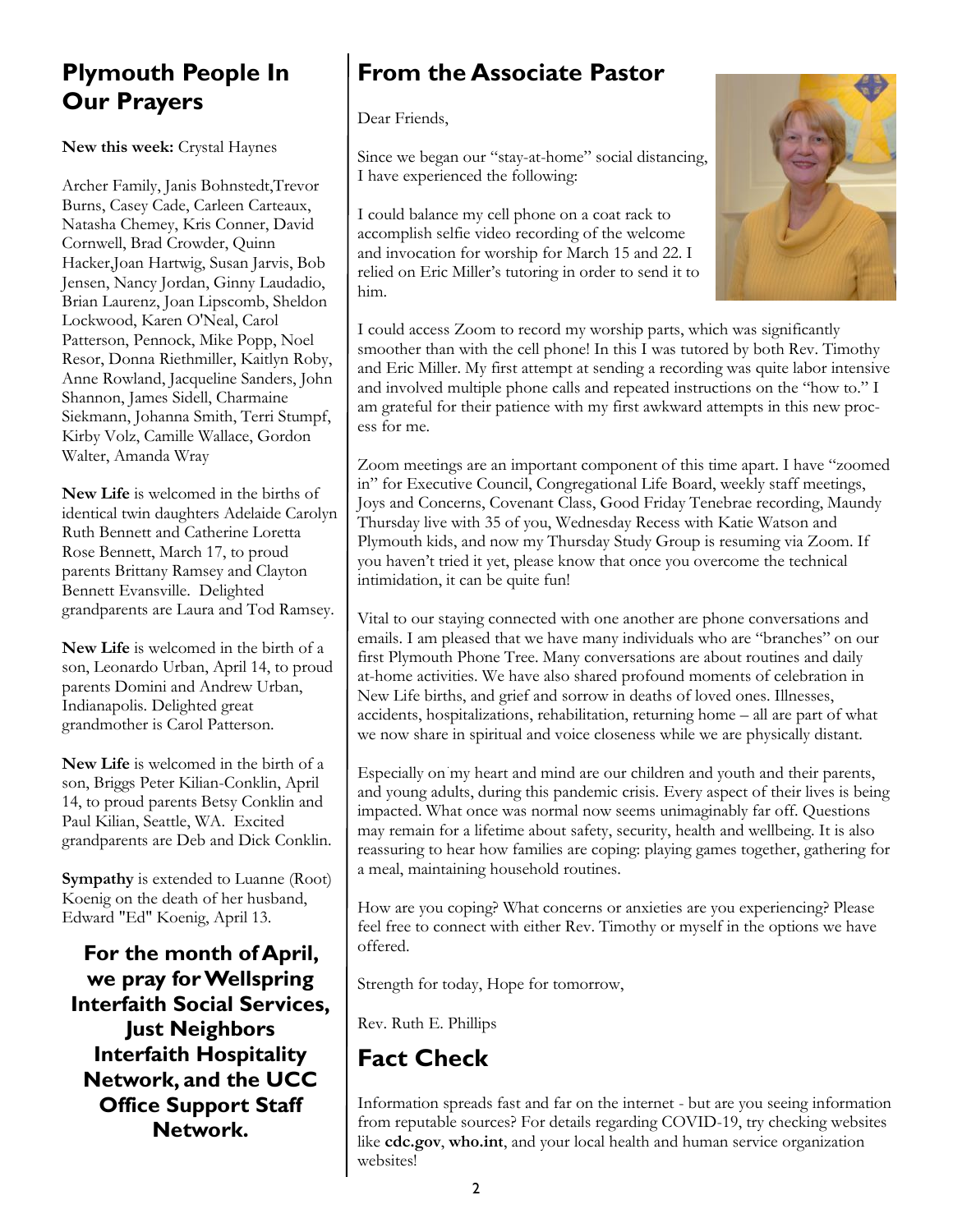## Plymouth People In Our Prayers

**New this week:** Crystal Haynes

Archer Family, Janis Bohnstedt,Trevor Burns, Casey Cade, Carleen Carteaux, Natasha Chemey, Kris Conner, David Cornwell, Brad Crowder, Quinn Hacker,Joan Hartwig, Susan Jarvis, Bob Jensen, Nancy Jordan, Ginny Laudadio, Brian Laurenz, Joan Lipscomb, Sheldon Lockwood, Karen O'Neal, Carol Patterson, Pennock, Mike Popp, Noel Resor, Donna Riethmiller, Kaitlyn Roby, Anne Rowland, Jacqueline Sanders, John Shannon, James Sidell, Charmaine Siekmann, Johanna Smith, Terri Stumpf, Kirby Volz, Camille Wallace, Gordon Walter, Amanda Wray

**New Life** is welcomed in the births of identical twin daughters Adelaide Carolyn Ruth Bennett and Catherine Loretta Rose Bennett, March 17, to proud parents Brittany Ramsey and Clayton Bennett Evansville. Delighted grandparents are Laura and Tod Ramsey.

**New Life** is welcomed in the birth of a son, Leonardo Urban, April 14, to proud parents Domini and Andrew Urban, Indianapolis. Delighted great grandmother is Carol Patterson.

**New Life** is welcomed in the birth of a son, Briggs Peter Kilian-Conklin, April 14, to proud parents Betsy Conklin and Paul Kilian, Seattle, WA. Excited grandparents are Deb and Dick Conklin.

**Sympathy** is extended to Luanne (Root) Koenig on the death of her husband, Edward "Ed" Koenig, April 13.

**For the month of April, we pray for Wellspring Interfaith Social Services, Just Neighbors Interfaith Hospitality Network, and the UCC Office Support Staff Network.**

## From the Associate Pastor

Dear Friends,

Since we began our "stay-at-home" social distancing, I have experienced the following:

I could balance my cell phone on a coat rack to accomplish selfie video recording of the welcome and invocation for worship for March 15 and 22. I relied on Eric Miller's tutoring in order to send it to him.

I could access Zoom to record my worship parts, which was significantly smoother than with the cell phone! In this I was tutored by both Rev. Timothy and Eric Miller. My first attempt at sending a recording was quite labor intensive and involved multiple phone calls and repeated instructions on the "how to." I am grateful for their patience with my first awkward attempts in this new process for me.

Zoom meetings are an important component of this time apart. I have "zoomed in" for Executive Council, Congregational Life Board, weekly staff meetings, Joys and Concerns, Covenant Class, Good Friday Tenebrae recording, Maundy Thursday live with 35 of you, Wednesday Recess with Katie Watson and Plymouth kids, and now my Thursday Study Group is resuming via Zoom. If you haven't tried it yet, please know that once you overcome the technical intimidation, it can be quite fun!

Vital to our staying connected with one another are phone conversations and emails. I am pleased that we have many individuals who are "branches" on our first Plymouth Phone Tree. Many conversations are about routines and daily at-home activities. We have also shared profound moments of celebration in New Life births, and grief and sorrow in deaths of loved ones. Illnesses, accidents, hospitalizations, rehabilitation, returning home – all are part of what we now share in spiritual and voice closeness while we are physically distant.

Especially on my heart and mind are our children and youth and their parents, and young adults, during this pandemic crisis. Every aspect of their lives is being impacted. What once was normal now seems unimaginably far off. Questions may remain for a lifetime about safety, security, health and wellbeing. It is also reassuring to hear how families are coping: playing games together, gathering for a meal, maintaining household routines.

How are you coping? What concerns or anxieties are you experiencing? Please feel free to connect with either Rev. Timothy or myself in the options we have offered.

Strength for today, Hope for tomorrow,

Rev. Ruth E. Phillips

## Fact Check

Information spreads fast and far on the internet - but are you seeing information from reputable sources? For details regarding COVID-19, try checking websites like **cdc.gov**, **who.int**, and your local health and human service organization websites!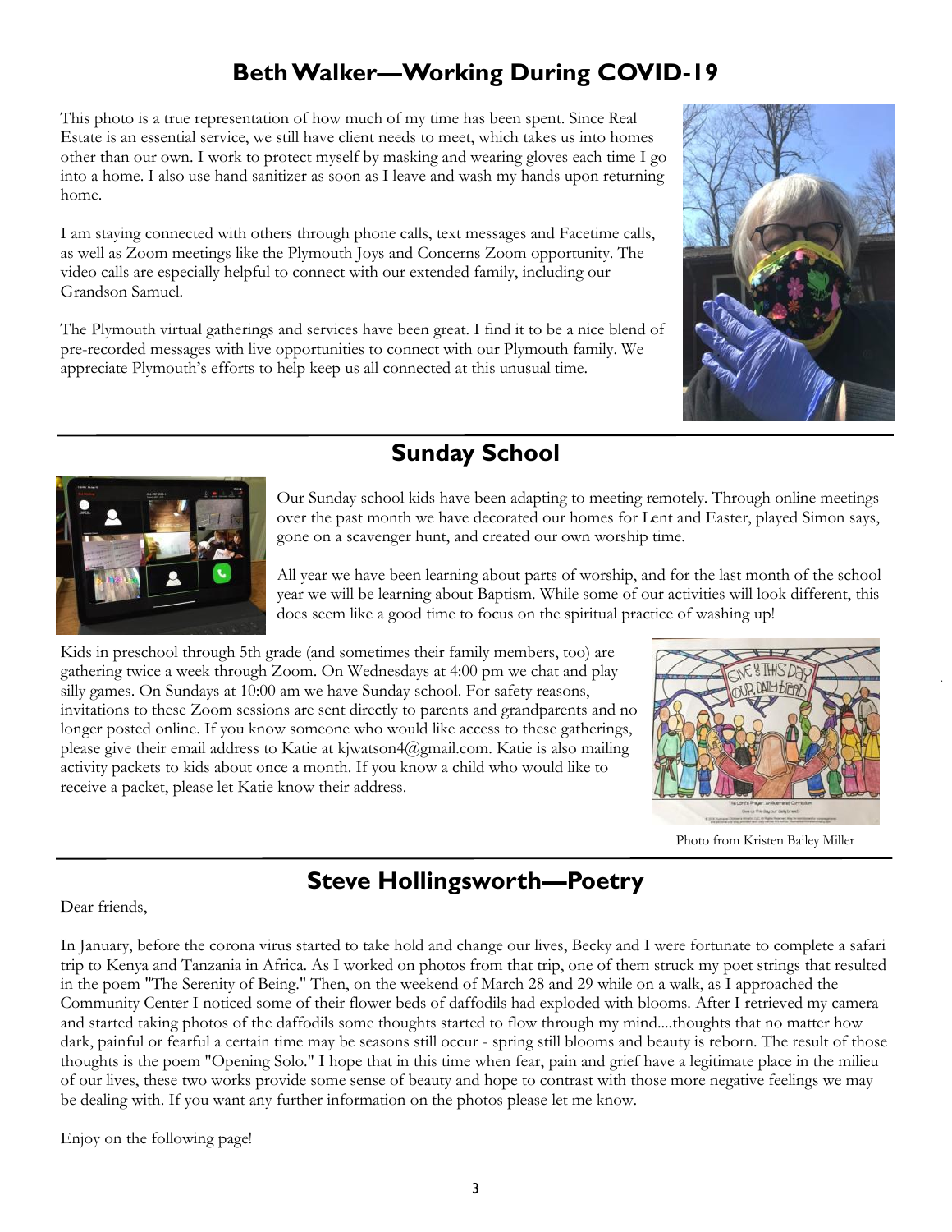## Beth Walker—Working During COVID-19

This photo is a true representation of how much of my time has been spent. Since Real Estate is an essential service, we still have client needs to meet, which takes us into homes other than our own. I work to protect myself by masking and wearing gloves each time I go into a home. I also use hand sanitizer as soon as I leave and wash my hands upon returning home.

I am staying connected with others through phone calls, text messages and Facetime calls, as well as Zoom meetings like the Plymouth Joys and Concerns Zoom opportunity. The video calls are especially helpful to connect with our extended family, including our Grandson Samuel.

The Plymouth virtual gatherings and services have been great. I find it to be a nice blend of pre-recorded messages with live opportunities to connect with our Plymouth family. We appreciate Plymouth's efforts to help keep us all connected at this unusual time.

## Sunday School

Our Sunday school kids have been adapting to meeting remotely. Through online meetings over the past month we have decorated our homes for Lent and Easter, played Simon says, gone on a scavenger hunt, and created our own worship time.

All year we have been learning about parts of worship, and for the last month of the school year we will be learning about Baptism. While some of our activities will look different, this does seem like a good time to focus on the spiritual practice of washing up!

Kids in preschool through 5th grade (and sometimes their family members, too) are gathering twice a week through Zoom. On Wednesdays at 4:00 pm we chat and play silly games. On Sundays at 10:00 am we have Sunday school. For safety reasons, invitations to these Zoom sessions are sent directly to parents and grandparents and no longer posted online. If you know someone who would like access to these gatherings, please give their email address to Katie at kjwatson4@gmail.com. Katie is also mailing activity packets to kids about once a month. If you know a child who would like to receive a packet, please let Katie know their address.

Photo from Kristen Bailey Miller

## Steve Hollingsworth—Poetry

Dear friends,

In January, before the corona virus started to take hold and change our lives, Becky and I were fortunate to complete a safari trip to Kenya and Tanzania in Africa. As I worked on photos from that trip, one of them struck my poet strings that resulted in the poem "The Serenity of Being." Then, on the weekend of March 28 and 29 while on a walk, as I approached the Community Center I noticed some of their flower beds of daffodils had exploded with blooms. After I retrieved my camera and started taking photos of the daffodils some thoughts started to flow through my mind....thoughts that no matter how dark, painful or fearful a certain time may be seasons still occur - spring still blooms and beauty is reborn. The result of those thoughts is the poem "Opening Solo." I hope that in this time when fear, pain and grief have a legitimate place in the milieu of our lives, these two works provide some sense of beauty and hope to contrast with those more negative feelings we may be dealing with. If you want any further information on the photos please let me know.

Enjoy on the following page!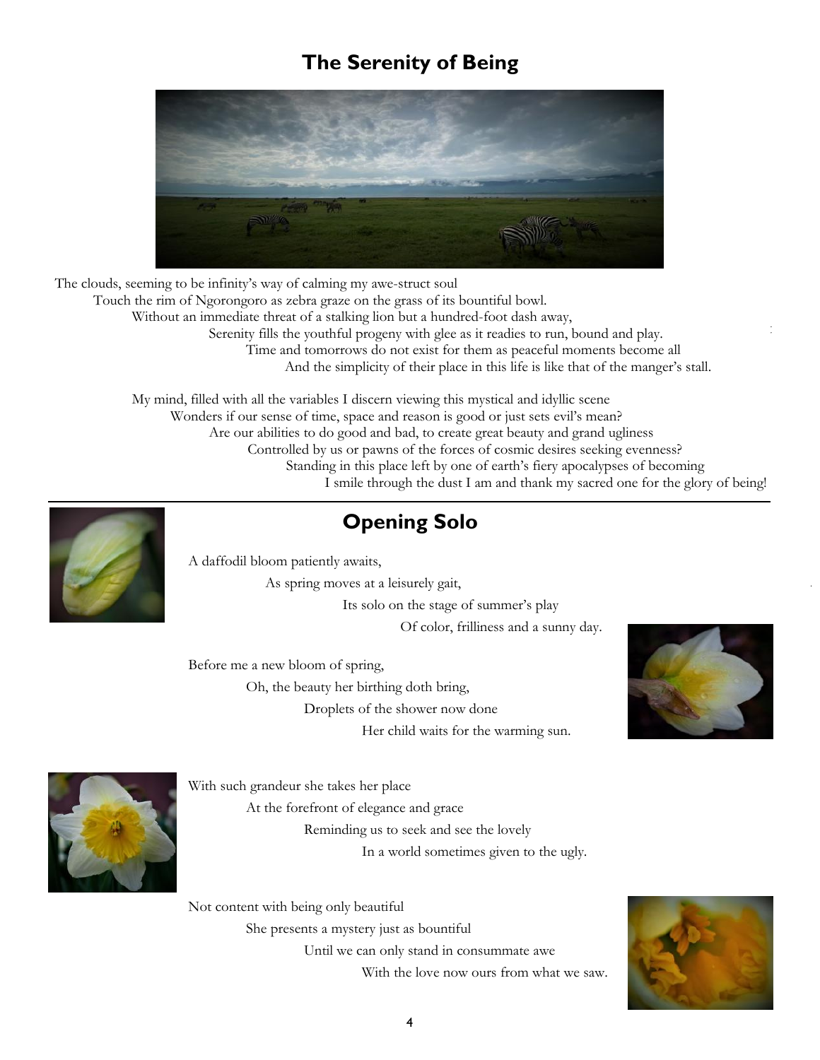## The Serenity of Being

The clouds, seeming to be infinity's way of calming my awe-struct soul
Touch the rim of Ngorongoro as zebra graze on the grass of its bountiful bowl.
Without an immediate threat of a stalking lion but a hundred-foot dash away,
Serenity fills the youthful progeny with glee as it readies to run, bound and play.
Time and tomorrows do not exist for them as peaceful moments become all
And the simplicity of their place in this life is like that of the manger's stall.

My mind, filled with all the variables I discern viewing this mystical and idyllic scene
Wonders if our sense of time, space and reason is good or just sets evil's mean?
Are our abilities to do good and bad, to create great beauty and grand ugliness
Controlled by us or pawns of the forces of cosmic desires seeking evenness?
Standing in this place left by one of earth's fiery apocalypses of becoming
I smile through the dust I am and thank my sacred one for the glory of being!

---

## Opening Solo

A daffodil bloom patiently awaits,
As spring moves at a leisurely gait,
Its solo on the stage of summer's play
Of color, frilliness and a sunny day.

Before me a new bloom of spring,
Oh, the beauty her birthing doth bring,
Droplets of the shower now done
Her child waits for the warming sun.

With such grandeur she takes her place
At the forefront of elegance and grace
Reminding us to seek and see the lovely
In a world sometimes given to the ugly.

Not content with being only beautiful
She presents a mystery just as bountiful
Until we can only stand in consummate awe
With the love now ours from what we saw.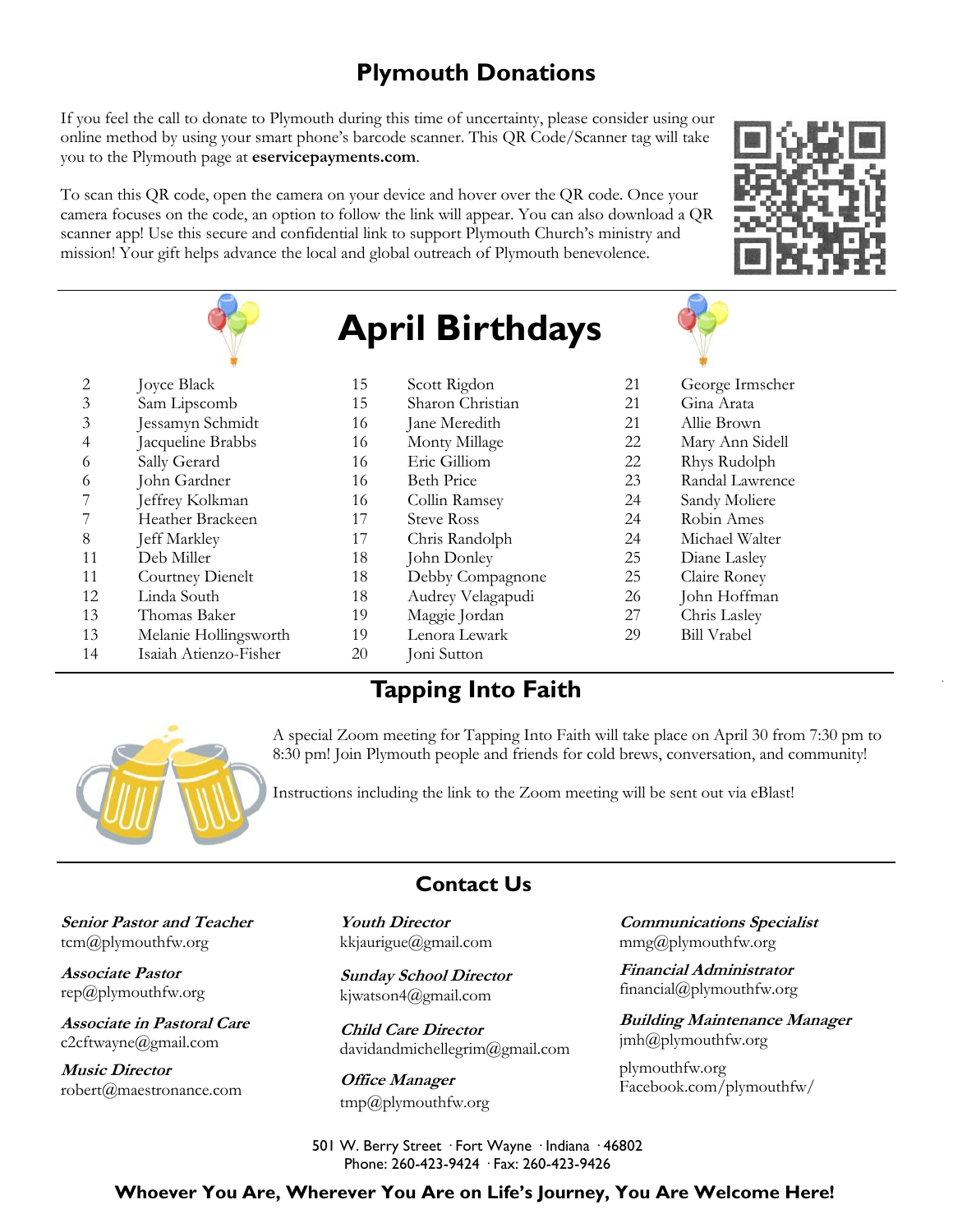## Plymouth Donations

If you feel the call to donate to Plymouth during this time of uncertainty, please consider using our online method by using your smart phone's barcode scanner. This QR Code/Scanner tag will take you to the Plymouth page at **eservicepayments.com**.

To scan this QR code, open the camera on your device and hover over the QR code. Once your camera focuses on the code, an option to follow the link will appear. You can also download a QR scanner app! Use this secure and confidential link to support Plymouth Church's ministry and mission! Your gift helps advance the local and global outreach of Plymouth benevolence.

# April Birthdays

| | | | | | |
|---|---|---|---|---|---|
| 2 | Joyce Black | 15 | Scott Rigdon | 21 | George Irmscher |
| 3 | Sam Lipscomb | 15 | Sharon Christian | 21 | Gina Arata |
| 3 | Jessamyn Schmidt | 16 | Jane Meredith | 21 | Allie Brown |
| 4 | Jacqueline Brabbs | 16 | Monty Millage | 22 | Mary Ann Sidell |
| 6 | Sally Gerard | 16 | Eric Gilliom | 22 | Rhys Rudolph |
| 6 | John Gardner | 16 | Beth Price | 23 | Randal Lawrence |
| 7 | Jeffrey Kolkman | 16 | Collin Ramsey | 24 | Sandy Moliere |
| 7 | Heather Brackeen | 17 | Steve Ross | 24 | Robin Ames |
| 8 | Jeff Markley | 17 | Chris Randolph | 24 | Michael Walter |
| 11 | Deb Miller | 18 | John Donley | 25 | Diane Lasley |
| 11 | Courtney Dienelt | 18 | Debby Compagnone | 25 | Claire Roney |
| 12 | Linda South | 18 | Audrey Velagapudi | 26 | John Hoffman |
| 13 | Thomas Baker | 19 | Maggie Jordan | 27 | Chris Lasley |
| 13 | Melanie Hollingsworth | 19 | Lenora Lewark | 29 | Bill Vrabel |
| 14 | Isaiah Atienzo-Fisher | 20 | Joni Sutton | | |

## Tapping Into Faith

A special Zoom meeting for Tapping Into Faith will take place on April 30 from 7:30 pm to 8:30 pm! Join Plymouth people and friends for cold brews, conversation, and community!

Instructions including the link to the Zoom meeting will be sent out via eBlast!

## Contact Us

***Senior Pastor and Teacher***
tcm@plymouthfw.org

***Associate Pastor***
rep@plymouthfw.org

***Associate in Pastoral Care***
c2cftwayne@gmail.com

***Music Director***
robert@maestronance.com

***Youth Director***
kkjaurigue@gmail.com

***Sunday School Director***
kjwatson4@gmail.com

***Child Care Director***
davidandmichellegrim@gmail.com

***Office Manager***
tmp@plymouthfw.org

***Communications Specialist***
mmg@plymouthfw.org

***Financial Administrator***
financial@plymouthfw.org

***Building Maintenance Manager***
jmh@plymouthfw.org

plymouthfw.org
Facebook.com/plymouthfw/

501 W. Berry Street · Fort Wayne · Indiana · 46802
Phone: 260-423-9424 · Fax: 260-423-9426

**Whoever You Are, Wherever You Are on Life's Journey, You Are Welcome Here!**